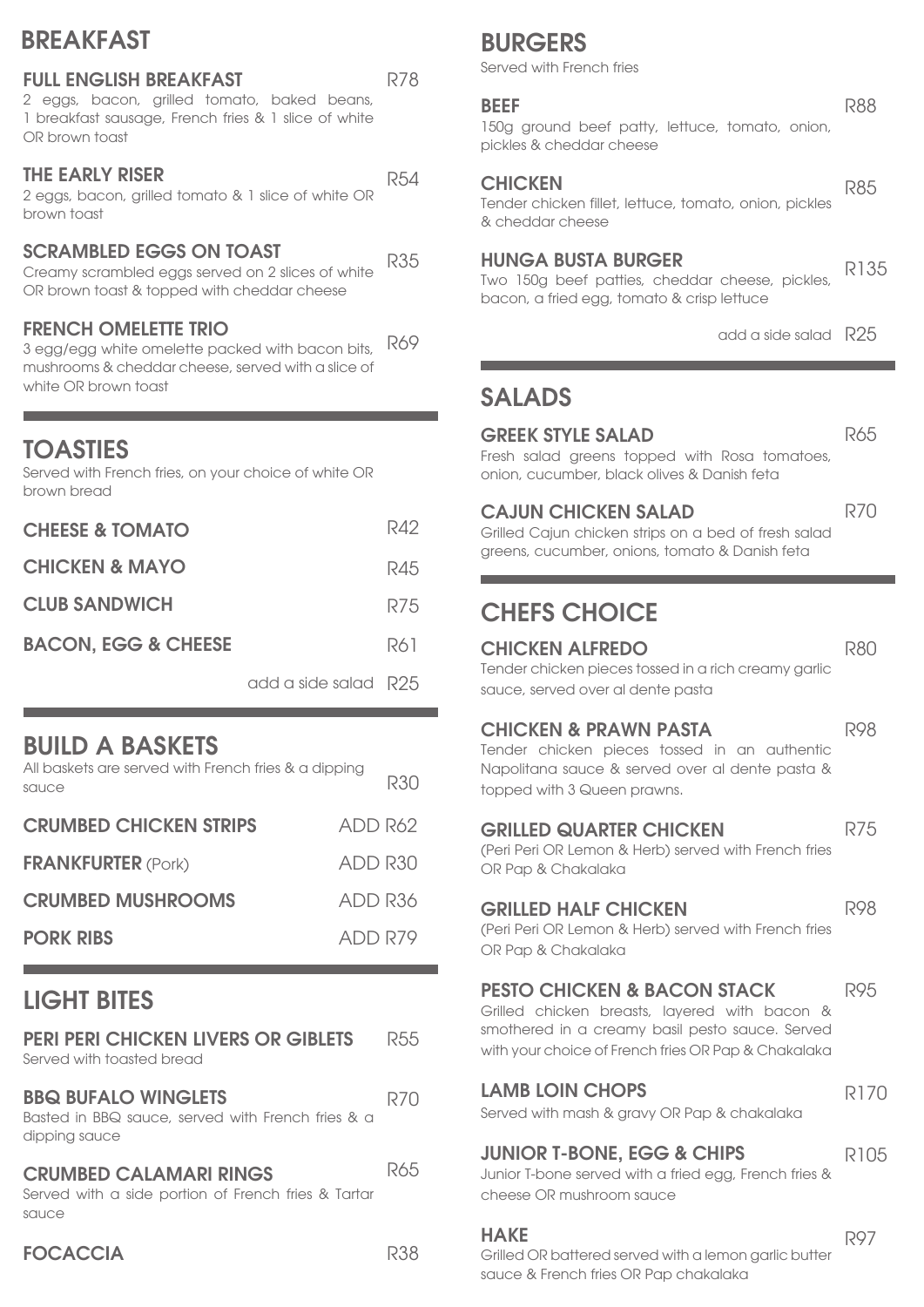## BREAKFAST

### FULL ENGLISH BREAKFAST R78
2 eggs, bacon, grilled tomato, baked beans, 1 breakfast sausage, French fries & 1 slice of white OR brown toast

### THE EARLY RISER R54
2 eggs, bacon, grilled tomato & 1 slice of white OR brown toast

### SCRAMBLED EGGS ON TOAST R35
Creamy scrambled eggs served on 2 slices of white OR brown toast & topped with cheddar cheese

### FRENCH OMELETTE TRIO R69
3 egg/egg white omelette packed with bacon bits, mushrooms & cheddar cheese, served with a slice of white OR brown toast

## TOASTIES

Served with French fries, on your choice of white OR brown bread

| Item | Price |
|---|---|
| **CHEESE & TOMATO** | R42 |
| **CHICKEN & MAYO** | R45 |
| **CLUB SANDWICH** | R75 |
| **BACON, EGG & CHEESE** | R61 |
| add a side salad | R25 |

## BUILD A BASKETS

All baskets are served with French fries & a dipping sauce R30

| Item | Price |
|---|---|
| **CRUMBED CHICKEN STRIPS** | ADD R62 |
| **FRANKFURTER** (Pork) | ADD R30 |
| **CRUMBED MUSHROOMS** | ADD R36 |
| **PORK RIBS** | ADD R79 |

## LIGHT BITES

### PERI PERI CHICKEN LIVERS OR GIBLETS R55
Served with toasted bread

### BBQ BUFALO WINGLETS R70
Basted in BBQ sauce, served with French fries & a dipping sauce

### CRUMBED CALAMARI RINGS R65
Served with a side portion of French fries & Tartar sauce

### FOCACCIA R38

## BURGERS

Served with French fries

### BEEF R88
150g ground beef patty, lettuce, tomato, onion, pickles & cheddar cheese

### CHICKEN R85
Tender chicken fillet, lettuce, tomato, onion, pickles & cheddar cheese

### HUNGA BUSTA BURGER R135
Two 150g beef patties, cheddar cheese, pickles, bacon, a fried egg, tomato & crisp lettuce

add a side salad R25

## SALADS

### GREEK STYLE SALAD R65
Fresh salad greens topped with Rosa tomatoes, onion, cucumber, black olives & Danish feta

### CAJUN CHICKEN SALAD R70
Grilled Cajun chicken strips on a bed of fresh salad greens, cucumber, onions, tomato & Danish feta

## CHEFS CHOICE

### CHICKEN ALFREDO R80
Tender chicken pieces tossed in a rich creamy garlic sauce, served over al dente pasta

### CHICKEN & PRAWN PASTA R98
Tender chicken pieces tossed in an authentic Napolitana sauce & served over al dente pasta & topped with 3 Queen prawns.

### GRILLED QUARTER CHICKEN R75
(Peri Peri OR Lemon & Herb) served with French fries OR Pap & Chakalaka

### GRILLED HALF CHICKEN R98
(Peri Peri OR Lemon & Herb) served with French fries OR Pap & Chakalaka

### PESTO CHICKEN & BACON STACK R95
Grilled chicken breasts, layered with bacon & smothered in a creamy basil pesto sauce. Served with your choice of French fries OR Pap & Chakalaka

### LAMB LOIN CHOPS R170
Served with mash & gravy OR Pap & chakalaka

### JUNIOR T-BONE, EGG & CHIPS R105
Junior T-bone served with a fried egg, French fries & cheese OR mushroom sauce

### HAKE R97
Grilled OR battered served with a lemon garlic butter sauce & French fries OR Pap chakalaka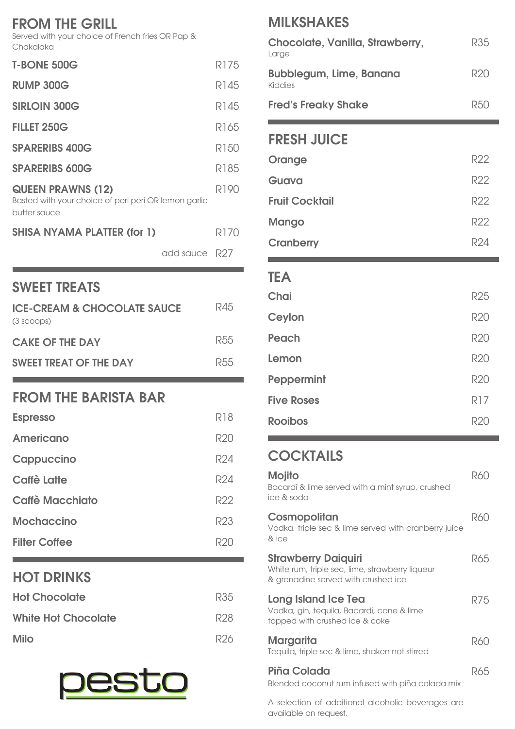## FROM THE GRILL

Served with your choice of French fries OR Pap & Chakalaka

| | |
|---|---|
| **T-BONE 500G** | R175 |
| **RUMP 300G** | R145 |
| **SIRLOIN 300G** | R145 |
| **FILLET 250G** | R165 |
| **SPARERIBS 400G** | R150 |
| **SPARERIBS 600G** | R185 |
| **QUEEN PRAWNS (12)** Basted with your choice of peri peri OR lemon garlic butter sauce | R190 |
| **SHISA NYAMA PLATTER (for 1)** | R170 |
| add sauce | R27 |

## SWEET TREATS

| | |
|---|---|
| **ICE-CREAM & CHOCOLATE SAUCE** (3 scoops) | R45 |
| **CAKE OF THE DAY** | R55 |
| **SWEET TREAT OF THE DAY** | R55 |

## FROM THE BARISTA BAR

| | |
|---|---|
| **Espresso** | R18 |
| **Americano** | R20 |
| **Cappuccino** | R24 |
| **Caffè Latte** | R24 |
| **Caffè Macchiato** | R22 |
| **Mochaccino** | R23 |
| **Filter Coffee** | R20 |

## HOT DRINKS

| | |
|---|---|
| **Hot Chocolate** | R35 |
| **White Hot Chocolate** | R28 |
| **Milo** | R26 |

pesto

## MILKSHAKES

| | |
|---|---|
| **Chocolate, Vanilla, Strawberry,** Large | R35 |
| **Bubblegum, Lime, Banana** Kiddies | R20 |
| **Fred's Freaky Shake** | R50 |

## FRESH JUICE

| | |
|---|---|
| **Orange** | R22 |
| **Guava** | R22 |
| **Fruit Cocktail** | R22 |
| **Mango** | R22 |
| **Cranberry** | R24 |

## TEA

| | |
|---|---|
| **Chai** | R25 |
| **Ceylon** | R20 |
| **Peach** | R20 |
| **Lemon** | R20 |
| **Peppermint** | R20 |
| **Five Roses** | R17 |
| **Rooibos** | R20 |

## COCKTAILS

| | |
|---|---|
| **Mojito** Bacardí & lime served with a mint syrup, crushed ice & soda | R60 |
| **Cosmopolitan** Vodka, triple sec & lime served with cranberry juice & ice | R60 |
| **Strawberry Daiquiri** White rum, triple sec, lime, strawberry liqueur & grenadine served with crushed ice | R65 |
| **Long Island Ice Tea** Vodka, gin, tequila, Bacardí, cane & lime topped with crushed ice & coke | R75 |
| **Margarita** Tequila, triple sec & lime, shaken not stirred | R60 |
| **Piña Colada** Blended coconut rum infused with piña colada mix | R65 |

A selection of additional alcoholic beverages are available on request.